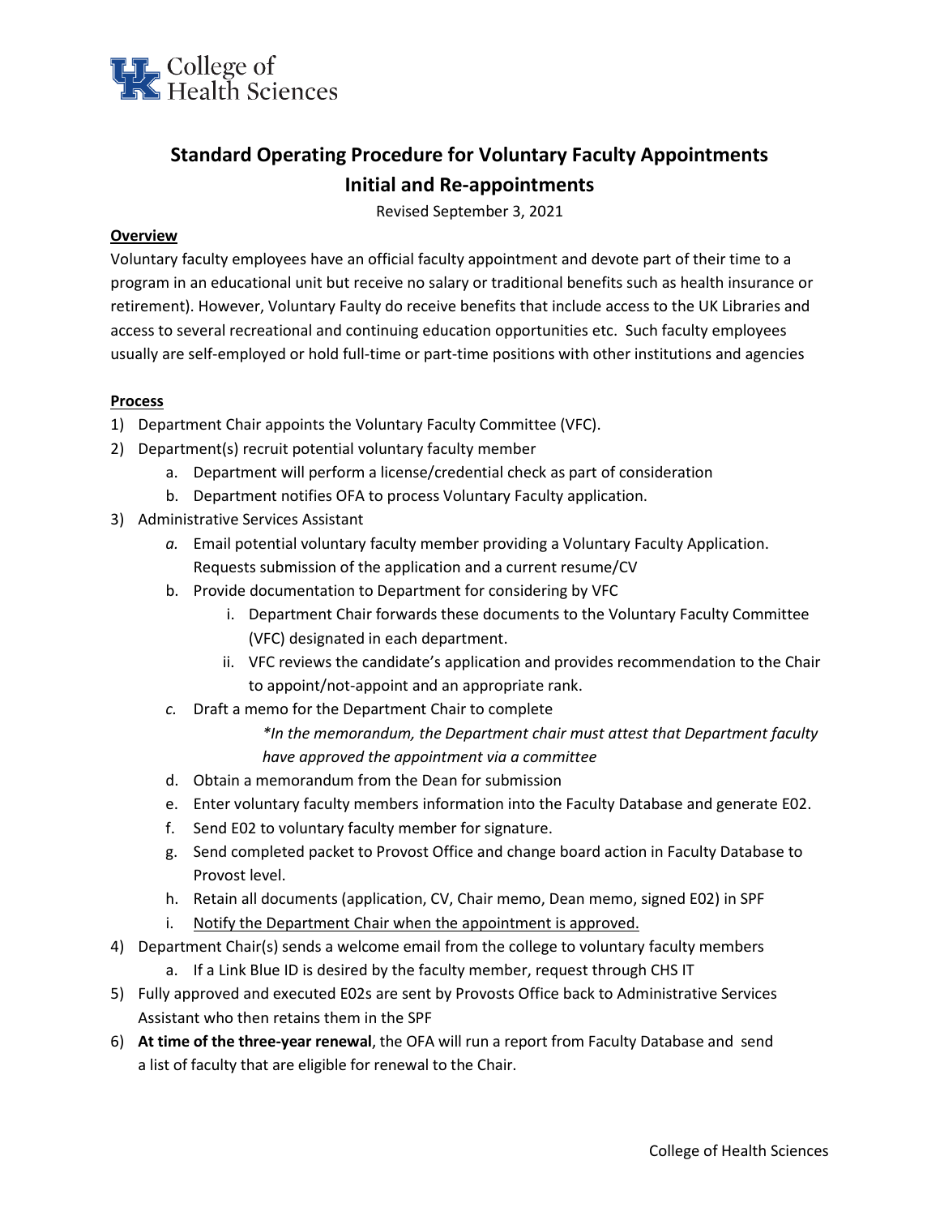College of Health Sciences

# Standard Operating Procedure for Voluntary Faculty Appointments
## Initial and Re-appointments

Revised September 3, 2021

**Overview**

Voluntary faculty employees have an official faculty appointment and devote part of their time to a program in an educational unit but receive no salary or traditional benefits such as health insurance or retirement). However, Voluntary Faulty do receive benefits that include access to the UK Libraries and access to several recreational and continuing education opportunities etc. Such faculty employees usually are self-employed or hold full-time or part-time positions with other institutions and agencies

**Process**

1) Department Chair appoints the Voluntary Faculty Committee (VFC).
2) Department(s) recruit potential voluntary faculty member
    a. Department will perform a license/credential check as part of consideration
    b. Department notifies OFA to process Voluntary Faculty application.
3) Administrative Services Assistant
    a. Email potential voluntary faculty member providing a Voluntary Faculty Application. Requests submission of the application and a current resume/CV
    b. Provide documentation to Department for considering by VFC
        i. Department Chair forwards these documents to the Voluntary Faculty Committee (VFC) designated in each department.
        ii. VFC reviews the candidate's application and provides recommendation to the Chair to appoint/not-appoint and an appropriate rank.
    c. Draft a memo for the Department Chair to complete

        *\*In the memorandum, the Department chair must attest that Department faculty have approved the appointment via a committee*

    d. Obtain a memorandum from the Dean for submission
    e. Enter voluntary faculty members information into the Faculty Database and generate E02.
    f. Send E02 to voluntary faculty member for signature.
    g. Send completed packet to Provost Office and change board action in Faculty Database to Provost level.
    h. Retain all documents (application, CV, Chair memo, Dean memo, signed E02) in SPF
    i. <u>Notify the Department Chair when the appointment is approved.</u>
4) Department Chair(s) sends a welcome email from the college to voluntary faculty members
    a. If a Link Blue ID is desired by the faculty member, request through CHS IT
5) Fully approved and executed E02s are sent by Provosts Office back to Administrative Services Assistant who then retains them in the SPF
6) **At time of the three-year renewal**, the OFA will run a report from Faculty Database and send a list of faculty that are eligible for renewal to the Chair.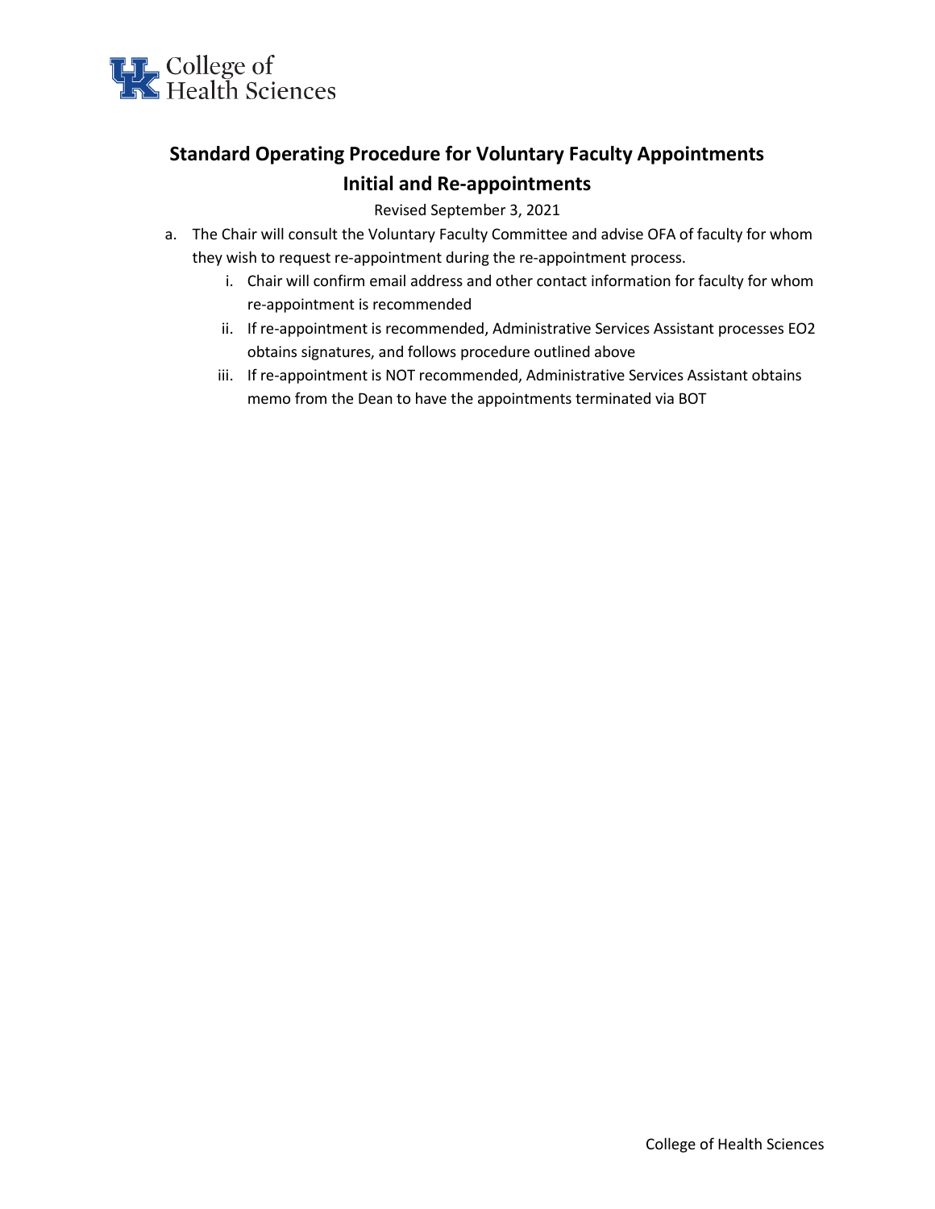## Standard Operating Procedure for Voluntary Faculty Appointments

## Initial and Re-appointments

Revised September 3, 2021

a. The Chair will consult the Voluntary Faculty Committee and advise OFA of faculty for whom they wish to request re-appointment during the re-appointment process.
   i. Chair will confirm email address and other contact information for faculty for whom re-appointment is recommended
   ii. If re-appointment is recommended, Administrative Services Assistant processes EO2 obtains signatures, and follows procedure outlined above
   iii. If re-appointment is NOT recommended, Administrative Services Assistant obtains memo from the Dean to have the appointments terminated via BOT